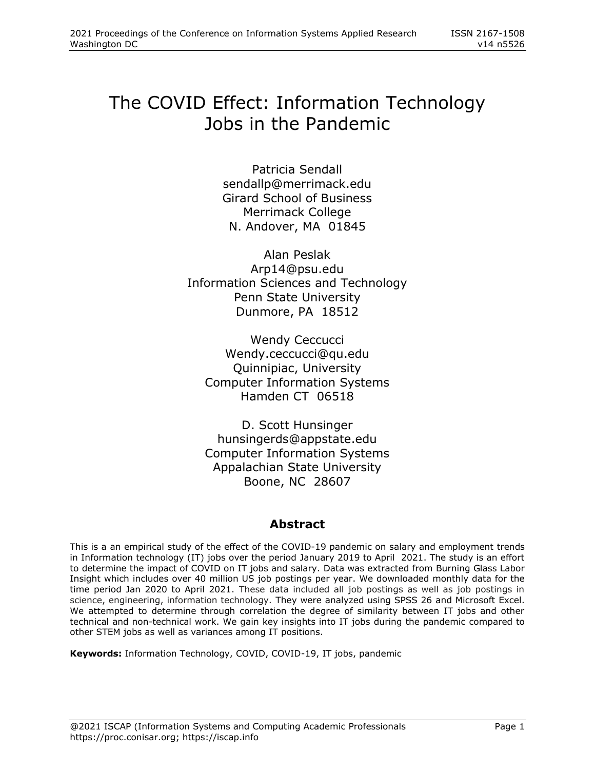# The COVID Effect: Information Technology Jobs in the Pandemic

Patricia Sendall
sendallp@merrimack.edu
Girard School of Business
Merrimack College
N. Andover, MA 01845

Alan Peslak
Arp14@psu.edu
Information Sciences and Technology
Penn State University
Dunmore, PA 18512

Wendy Ceccucci
Wendy.ceccucci@qu.edu
Quinnipiac, University
Computer Information Systems
Hamden CT 06518

D. Scott Hunsinger
hunsingerds@appstate.edu
Computer Information Systems
Appalachian State University
Boone, NC 28607

## Abstract

This is a an empirical study of the effect of the COVID-19 pandemic on salary and employment trends in Information technology (IT) jobs over the period January 2019 to April 2021. The study is an effort to determine the impact of COVID on IT jobs and salary. Data was extracted from Burning Glass Labor Insight which includes over 40 million US job postings per year. We downloaded monthly data for the time period Jan 2020 to April 2021. These data included all job postings as well as job postings in science, engineering, information technology. They were analyzed using SPSS 26 and Microsoft Excel. We attempted to determine through correlation the degree of similarity between IT jobs and other technical and non-technical work. We gain key insights into IT jobs during the pandemic compared to other STEM jobs as well as variances among IT positions.

**Keywords:** Information Technology, COVID, COVID-19, IT jobs, pandemic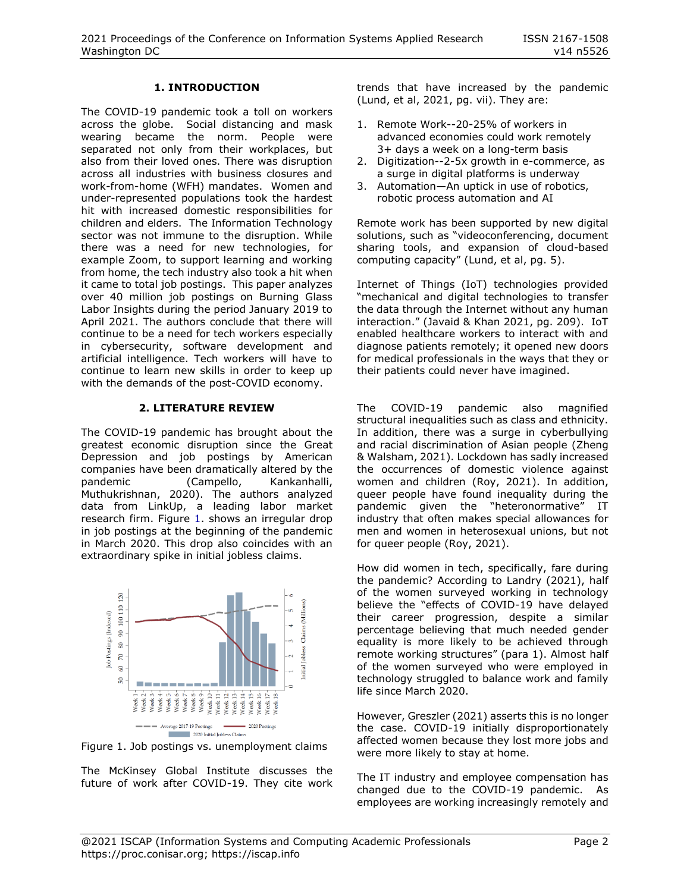## 1. INTRODUCTION

The COVID-19 pandemic took a toll on workers across the globe. Social distancing and mask wearing became the norm. People were separated not only from their workplaces, but also from their loved ones. There was disruption across all industries with business closures and work-from-home (WFH) mandates. Women and under-represented populations took the hardest hit with increased domestic responsibilities for children and elders. The Information Technology sector was not immune to the disruption. While there was a need for new technologies, for example Zoom, to support learning and working from home, the tech industry also took a hit when it came to total job postings. This paper analyzes over 40 million job postings on Burning Glass Labor Insights during the period January 2019 to April 2021. The authors conclude that there will continue to be a need for tech workers especially in cybersecurity, software development and artificial intelligence. Tech workers will have to continue to learn new skills in order to keep up with the demands of the post-COVID economy.

## 2. LITERATURE REVIEW

The COVID-19 pandemic has brought about the greatest economic disruption since the Great Depression and job postings by American companies have been dramatically altered by the pandemic (Campello, Kankanhalli, Muthukrishnan, 2020). The authors analyzed data from LinkUp, a leading labor market research firm. Figure 1. shows an irregular drop in job postings at the beginning of the pandemic in March 2020. This drop also coincides with an extraordinary spike in initial jobless claims.

Figure 1. Job postings vs. unemployment claims

The McKinsey Global Institute discusses the future of work after COVID-19. They cite work trends that have increased by the pandemic (Lund, et al, 2021, pg. vii). They are:

1. Remote Work--20-25% of workers in advanced economies could work remotely 3+ days a week on a long-term basis
2. Digitization--2-5x growth in e-commerce, as a surge in digital platforms is underway
3. Automation—An uptick in use of robotics, robotic process automation and AI

Remote work has been supported by new digital solutions, such as "videoconferencing, document sharing tools, and expansion of cloud-based computing capacity" (Lund, et al, pg. 5).

Internet of Things (IoT) technologies provided "mechanical and digital technologies to transfer the data through the Internet without any human interaction." (Javaid & Khan 2021, pg. 209). IoT enabled healthcare workers to interact with and diagnose patients remotely; it opened new doors for medical professionals in the ways that they or their patients could never have imagined.

The COVID-19 pandemic also magnified structural inequalities such as class and ethnicity. In addition, there was a surge in cyberbullying and racial discrimination of Asian people (Zheng & Walsham, 2021). Lockdown has sadly increased the occurrences of domestic violence against women and children (Roy, 2021). In addition, queer people have found inequality during the pandemic given the "heteronormative" IT industry that often makes special allowances for men and women in heterosexual unions, but not for queer people (Roy, 2021).

How did women in tech, specifically, fare during the pandemic? According to Landry (2021), half of the women surveyed working in technology believe the "effects of COVID-19 have delayed their career progression, despite a similar percentage believing that much needed gender equality is more likely to be achieved through remote working structures" (para 1). Almost half of the women surveyed who were employed in technology struggled to balance work and family life since March 2020.

However, Greszler (2021) asserts this is no longer the case. COVID-19 initially disproportionately affected women because they lost more jobs and were more likely to stay at home.

The IT industry and employee compensation has changed due to the COVID-19 pandemic. As employees are working increasingly remotely and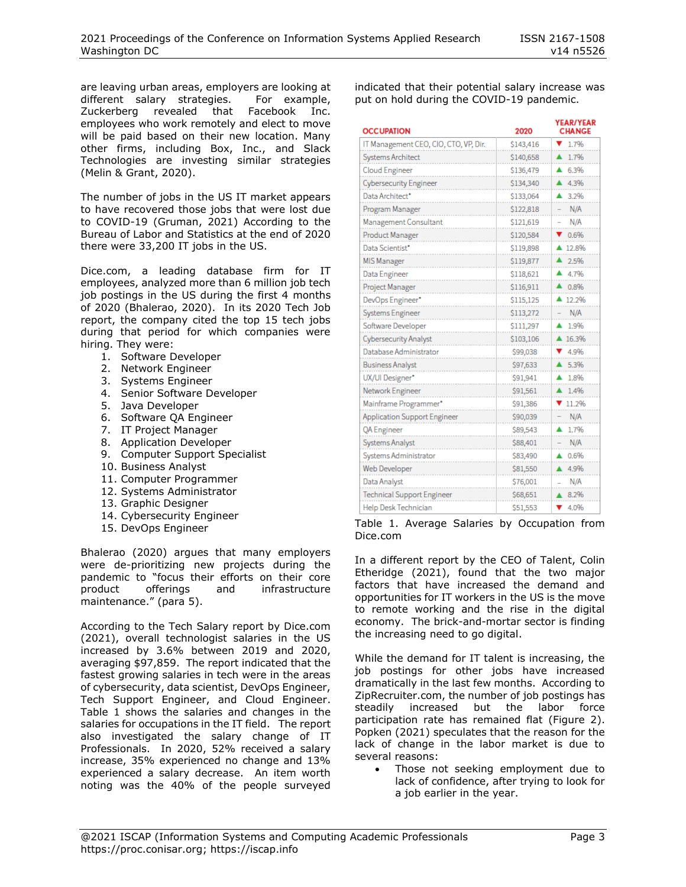are leaving urban areas, employers are looking at different salary strategies. For example, Zuckerberg revealed that Facebook Inc. employees who work remotely and elect to move will be paid based on their new location. Many other firms, including Box, Inc., and Slack Technologies are investing similar strategies (Melin & Grant, 2020).

The number of jobs in the US IT market appears to have recovered those jobs that were lost due to COVID-19 (Gruman, 2021) According to the Bureau of Labor and Statistics at the end of 2020 there were 33,200 IT jobs in the US.

Dice.com, a leading database firm for IT employees, analyzed more than 6 million job tech job postings in the US during the first 4 months of 2020 (Bhalerao, 2020). In its 2020 Tech Job report, the company cited the top 15 tech jobs during that period for which companies were hiring. They were:

1. Software Developer
2. Network Engineer
3. Systems Engineer
4. Senior Software Developer
5. Java Developer
6. Software QA Engineer
7. IT Project Manager
8. Application Developer
9. Computer Support Specialist
10. Business Analyst
11. Computer Programmer
12. Systems Administrator
13. Graphic Designer
14. Cybersecurity Engineer
15. DevOps Engineer

Bhalerao (2020) argues that many employers were de-prioritizing new projects during the pandemic to "focus their efforts on their core product offerings and infrastructure maintenance." (para 5).

According to the Tech Salary report by Dice.com (2021), overall technologist salaries in the US increased by 3.6% between 2019 and 2020, averaging $97,859. The report indicated that the fastest growing salaries in tech were in the areas of cybersecurity, data scientist, DevOps Engineer, Tech Support Engineer, and Cloud Engineer. Table 1 shows the salaries and changes in the salaries for occupations in the IT field. The report also investigated the salary change of IT Professionals. In 2020, 52% received a salary increase, 35% experienced no change and 13% experienced a salary decrease. An item worth noting was the 40% of the people surveyed indicated that their potential salary increase was put on hold during the COVID-19 pandemic.

| OCCUPATION | 2020 | YEAR/YEAR CHANGE |
|---|---|---|
| IT Management CEO, CIO, CTO, VP, Dir. | $143,416 | ▼ 1.7% |
| Systems Architect | $140,658 | ▲ 1.7% |
| Cloud Engineer | $136,479 | ▲ 6.3% |
| Cybersecurity Engineer | $134,340 | ▲ 4.3% |
| Data Architect* | $133,064 | ▲ 3.2% |
| Program Manager | $122,818 | – N/A |
| Management Consultant | $121,619 | – N/A |
| Product Manager | $120,584 | ▼ 0.6% |
| Data Scientist* | $119,898 | ▲ 12.8% |
| MIS Manager | $119,877 | ▲ 2.5% |
| Data Engineer | $118,621 | ▲ 4.7% |
| Project Manager | $116,911 | ▲ 0.8% |
| DevOps Engineer* | $115,125 | ▲ 12.2% |
| Systems Engineer | $113,272 | – N/A |
| Software Developer | $111,297 | ▲ 1.9% |
| Cybersecurity Analyst | $103,106 | ▲ 16.3% |
| Database Administrator | $99,038 | ▼ 4.9% |
| Business Analyst | $97,633 | ▲ 5.3% |
| UX/UI Designer* | $91,941 | ▲ 1.8% |
| Network Engineer | $91,561 | ▲ 1.4% |
| Mainframe Programmer* | $91,386 | ▼ 11.2% |
| Application Support Engineer | $90,039 | – N/A |
| QA Engineer | $89,543 | ▲ 1.7% |
| Systems Analyst | $88,401 | – N/A |
| Systems Administrator | $83,490 | ▲ 0.6% |
| Web Developer | $81,550 | ▲ 4.9% |
| Data Analyst | $76,001 | – N/A |
| Technical Support Engineer | $68,651 | ▲ 8.2% |
| Help Desk Technician | $51,553 | ▼ 4.0% |

Table 1. Average Salaries by Occupation from Dice.com

In a different report by the CEO of Talent, Colin Etheridge (2021), found that the two major factors that have increased the demand and opportunities for IT workers in the US is the move to remote working and the rise in the digital economy. The brick-and-mortar sector is finding the increasing need to go digital.

While the demand for IT talent is increasing, the job postings for other jobs have increased dramatically in the last few months. According to ZipRecruiter.com, the number of job postings has steadily increased but the labor force participation rate has remained flat (Figure 2). Popken (2021) speculates that the reason for the lack of change in the labor market is due to several reasons:

- Those not seeking employment due to lack of confidence, after trying to look for a job earlier in the year.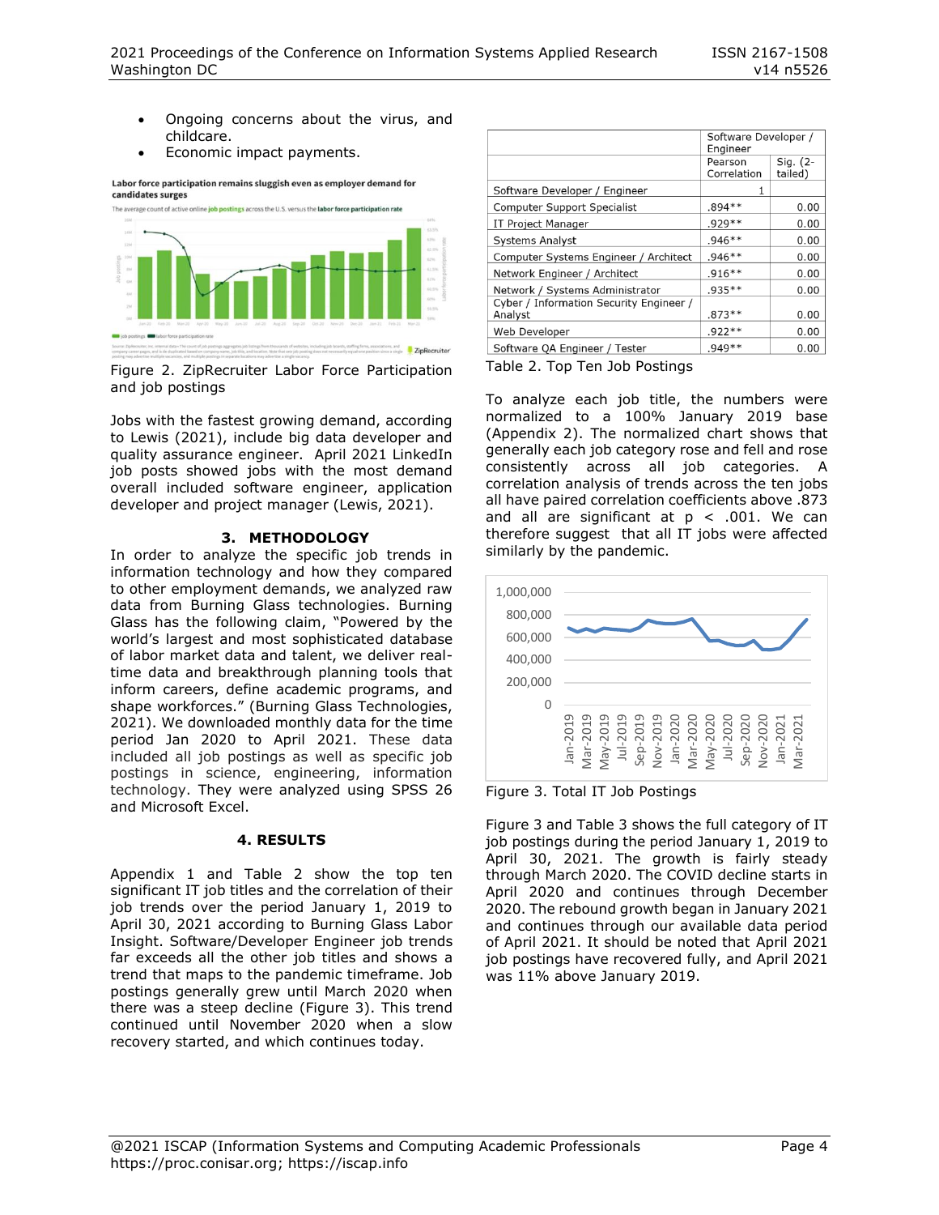- Ongoing concerns about the virus, and childcare.
- Economic impact payments.

Figure 2. ZipRecruiter Labor Force Participation and job postings

Jobs with the fastest growing demand, according to Lewis (2021), include big data developer and quality assurance engineer. April 2021 LinkedIn job posts showed jobs with the most demand overall included software engineer, application developer and project manager (Lewis, 2021).

## 3. METHODOLOGY

In order to analyze the specific job trends in information technology and how they compared to other employment demands, we analyzed raw data from Burning Glass technologies. Burning Glass has the following claim, "Powered by the world's largest and most sophisticated database of labor market data and talent, we deliver real-time data and breakthrough planning tools that inform careers, define academic programs, and shape workforces." (Burning Glass Technologies, 2021). We downloaded monthly data for the time period Jan 2020 to April 2021. These data included all job postings as well as specific job postings in science, engineering, information technology. They were analyzed using SPSS 26 and Microsoft Excel.

## 4. RESULTS

Appendix 1 and Table 2 show the top ten significant IT job titles and the correlation of their job trends over the period January 1, 2019 to April 30, 2021 according to Burning Glass Labor Insight. Software/Developer Engineer job trends far exceeds all the other job titles and shows a trend that maps to the pandemic timeframe. Job postings generally grew until March 2020 when there was a steep decline (Figure 3). This trend continued until November 2020 when a slow recovery started, and which continues today.

| | Software Developer / Engineer | |
|---|---|---|
| | Pearson Correlation | Sig. (2-tailed) |
| Software Developer / Engineer | 1 | |
| Computer Support Specialist | .894** | 0.00 |
| IT Project Manager | .929** | 0.00 |
| Systems Analyst | .946** | 0.00 |
| Computer Systems Engineer / Architect | .946** | 0.00 |
| Network Engineer / Architect | .916** | 0.00 |
| Network / Systems Administrator | .935** | 0.00 |
| Cyber / Information Security Engineer / Analyst | .873** | 0.00 |
| Web Developer | .922** | 0.00 |
| Software QA Engineer / Tester | .949** | 0.00 |

Table 2. Top Ten Job Postings

To analyze each job title, the numbers were normalized to a 100% January 2019 base (Appendix 2). The normalized chart shows that generally each job category rose and fell and rose consistently across all job categories. A correlation analysis of trends across the ten jobs all have paired correlation coefficients above .873 and all are significant at $p < .001$. We can therefore suggest that all IT jobs were affected similarly by the pandemic.

Figure 3. Total IT Job Postings

Figure 3 and Table 3 shows the full category of IT job postings during the period January 1, 2019 to April 30, 2021. The growth is fairly steady through March 2020. The COVID decline starts in April 2020 and continues through December 2020. The rebound growth began in January 2021 and continues through our available data period of April 2021. It should be noted that April 2021 job postings have recovered fully, and April 2021 was 11% above January 2019.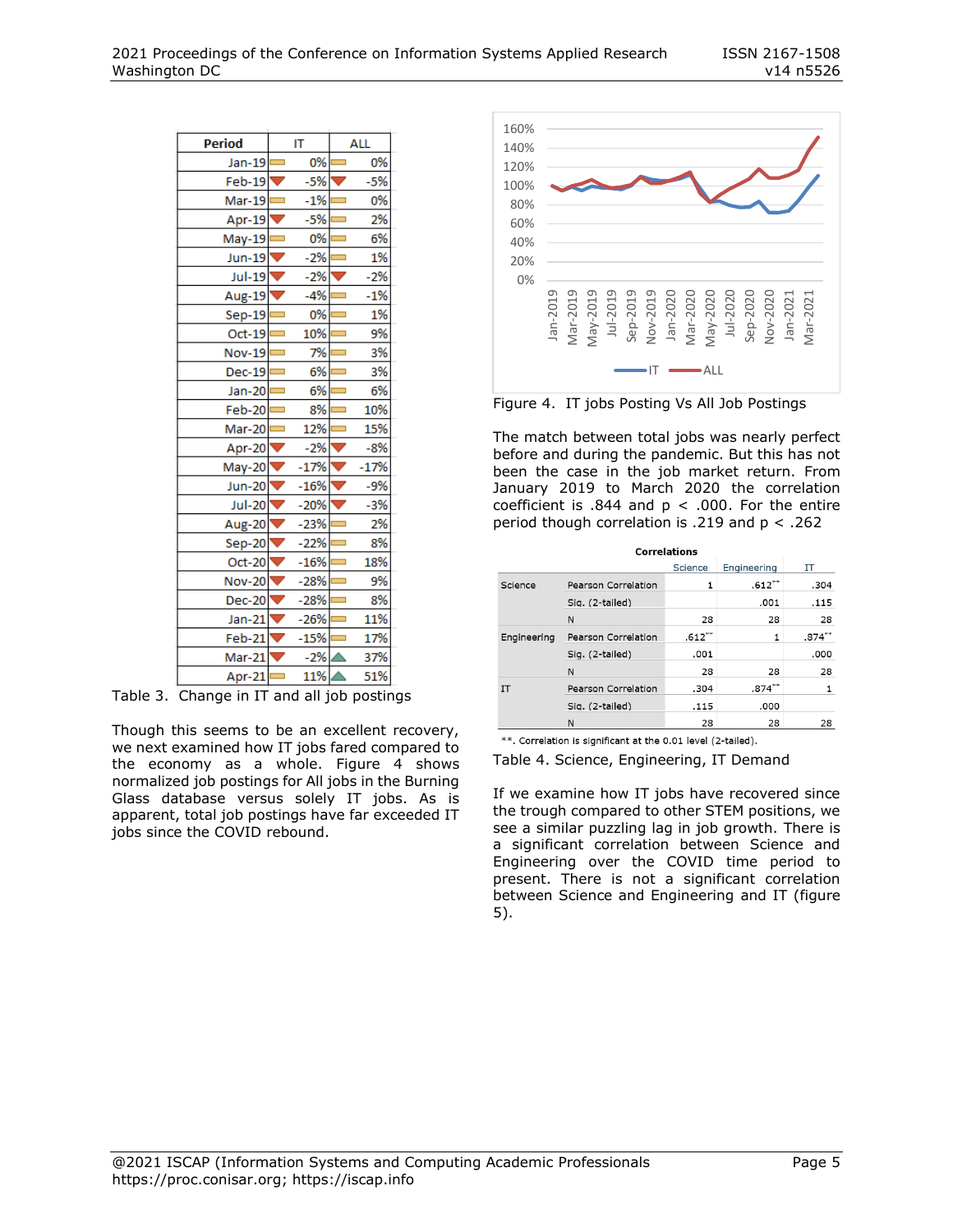| Period | IT | ALL |
|---|---|---|
| Jan-19 | 0% | 0% |
| Feb-19 | -5% | -5% |
| Mar-19 | -1% | 0% |
| Apr-19 | -5% | 2% |
| May-19 | 0% | 6% |
| Jun-19 | -2% | 1% |
| Jul-19 | -2% | -2% |
| Aug-19 | -4% | -1% |
| Sep-19 | 0% | 1% |
| Oct-19 | 10% | 9% |
| Nov-19 | 7% | 3% |
| Dec-19 | 6% | 3% |
| Jan-20 | 6% | 6% |
| Feb-20 | 8% | 10% |
| Mar-20 | 12% | 15% |
| Apr-20 | -2% | -8% |
| May-20 | -17% | -17% |
| Jun-20 | -16% | -9% |
| Jul-20 | -20% | -3% |
| Aug-20 | -23% | 2% |
| Sep-20 | -22% | 8% |
| Oct-20 | -16% | 18% |
| Nov-20 | -28% | 9% |
| Dec-20 | -28% | 8% |
| Jan-21 | -26% | 11% |
| Feb-21 | -15% | 17% |
| Mar-21 | -2% | 37% |
| Apr-21 | 11% | 51% |

Table 3. Change in IT and all job postings

Though this seems to be an excellent recovery, we next examined how IT jobs fared compared to the economy as a whole. Figure 4 shows normalized job postings for All jobs in the Burning Glass database versus solely IT jobs. As is apparent, total job postings have far exceeded IT jobs since the COVID rebound.

Figure 4. IT jobs Posting Vs All Job Postings

The match between total jobs was nearly perfect before and during the pandemic. But this has not been the case in the job market return. From January 2019 to March 2020 the correlation coefficient is .844 and $p < .000$. For the entire period though correlation is .219 and $p < .262$

**Correlations**

| | | Science | Engineering | IT |
|---|---|---|---|---|
| Science | Pearson Correlation | 1 | .612** | .304 |
| | Sig. (2-tailed) | | .001 | .115 |
| | N | 28 | 28 | 28 |
| Engineering | Pearson Correlation | .612** | 1 | .874** |
| | Sig. (2-tailed) | .001 | | .000 |
| | N | 28 | 28 | 28 |
| IT | Pearson Correlation | .304 | .874** | 1 |
| | Sig. (2-tailed) | .115 | .000 | |
| | N | 28 | 28 | 28 |

**. Correlation is significant at the 0.01 level (2-tailed).

Table 4. Science, Engineering, IT Demand

If we examine how IT jobs have recovered since the trough compared to other STEM positions, we see a similar puzzling lag in job growth. There is a significant correlation between Science and Engineering over the COVID time period to present. There is not a significant correlation between Science and Engineering and IT (figure 5).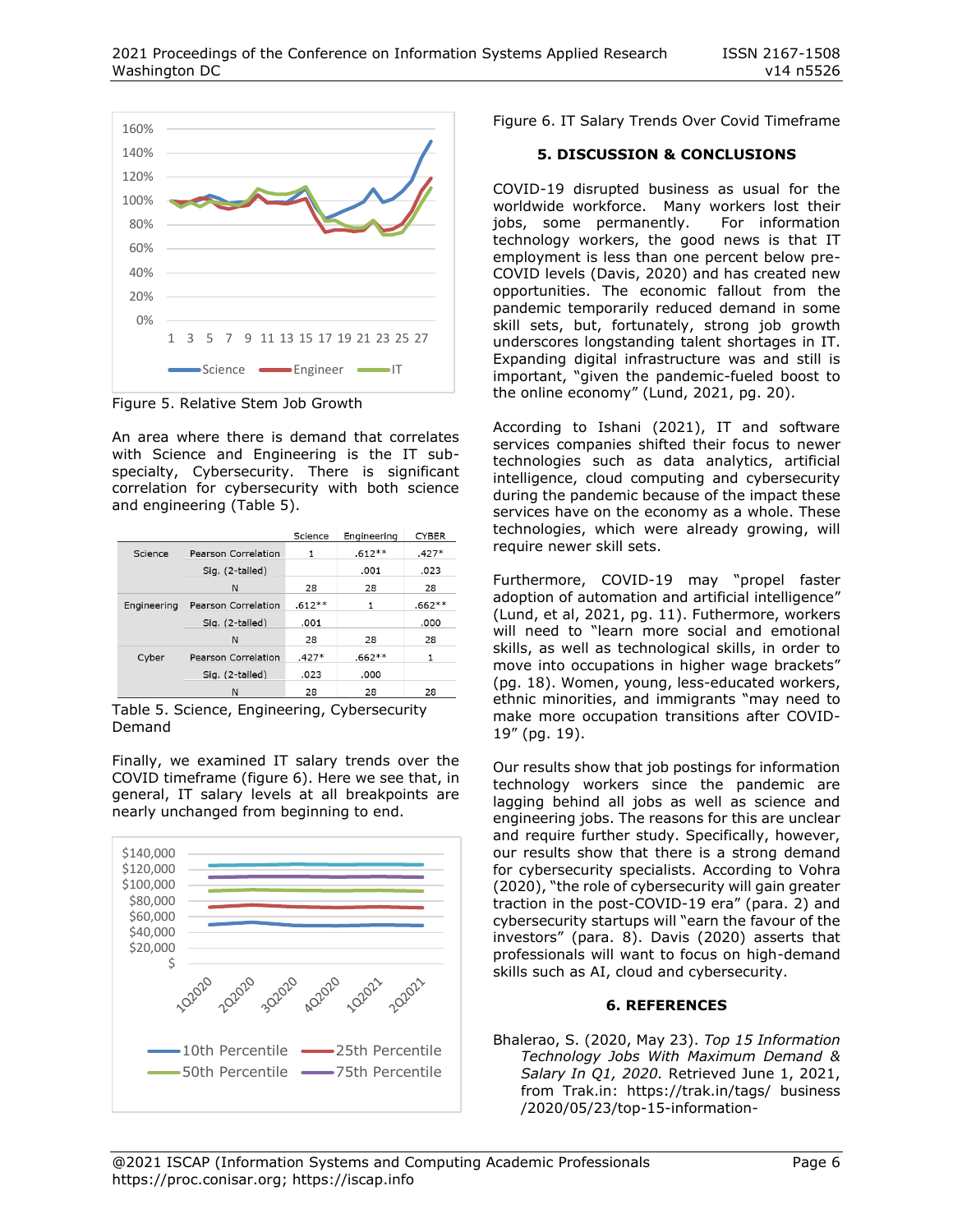Figure 5. Relative Stem Job Growth

An area where there is demand that correlates with Science and Engineering is the IT sub-specialty, Cybersecurity. There is significant correlation for cybersecurity with both science and engineering (Table 5).

| | | Science | Engineering | CYBER |
|---|---|---|---|---|
| Science | Pearson Correlation | 1 | .612** | .427* |
| | Sig. (2-tailed) | | .001 | .023 |
| | N | 28 | 28 | 28 |
| Engineering | Pearson Correlation | .612** | 1 | .662** |
| | Sig. (2-tailed) | .001 | | .000 |
| | N | 28 | 28 | 28 |
| Cyber | Pearson Correlation | .427* | .662** | 1 |
| | Sig. (2-tailed) | .023 | .000 | |
| | N | 28 | 28 | 28 |

Table 5. Science, Engineering, Cybersecurity Demand

Finally, we examined IT salary trends over the COVID timeframe (figure 6). Here we see that, in general, IT salary levels at all breakpoints are nearly unchanged from beginning to end.

Figure 6. IT Salary Trends Over Covid Timeframe

## 5. DISCUSSION & CONCLUSIONS

COVID-19 disrupted business as usual for the worldwide workforce. Many workers lost their jobs, some permanently. For information technology workers, the good news is that IT employment is less than one percent below pre-COVID levels (Davis, 2020) and has created new opportunities. The economic fallout from the pandemic temporarily reduced demand in some skill sets, but, fortunately, strong job growth underscores longstanding talent shortages in IT. Expanding digital infrastructure was and still is important, "given the pandemic-fueled boost to the online economy" (Lund, 2021, pg. 20).

According to Ishani (2021), IT and software services companies shifted their focus to newer technologies such as data analytics, artificial intelligence, cloud computing and cybersecurity during the pandemic because of the impact these services have on the economy as a whole. These technologies, which were already growing, will require newer skill sets.

Furthermore, COVID-19 may "propel faster adoption of automation and artificial intelligence" (Lund, et al, 2021, pg. 11). Futhermore, workers will need to "learn more social and emotional skills, as well as technological skills, in order to move into occupations in higher wage brackets" (pg. 18). Women, young, less-educated workers, ethnic minorities, and immigrants "may need to make more occupation transitions after COVID-19" (pg. 19).

Our results show that job postings for information technology workers since the pandemic are lagging behind all jobs as well as science and engineering jobs. The reasons for this are unclear and require further study. Specifically, however, our results show that there is a strong demand for cybersecurity specialists. According to Vohra (2020), "the role of cybersecurity will gain greater traction in the post-COVID-19 era" (para. 2) and cybersecurity startups will "earn the favour of the investors" (para. 8). Davis (2020) asserts that professionals will want to focus on high-demand skills such as AI, cloud and cybersecurity.

## 6. REFERENCES

Bhalerao, S. (2020, May 23). *Top 15 Information Technology Jobs With Maximum Demand & Salary In Q1, 2020.* Retrieved June 1, 2021, from Trak.in: https://trak.in/tags/ business /2020/05/23/top-15-information-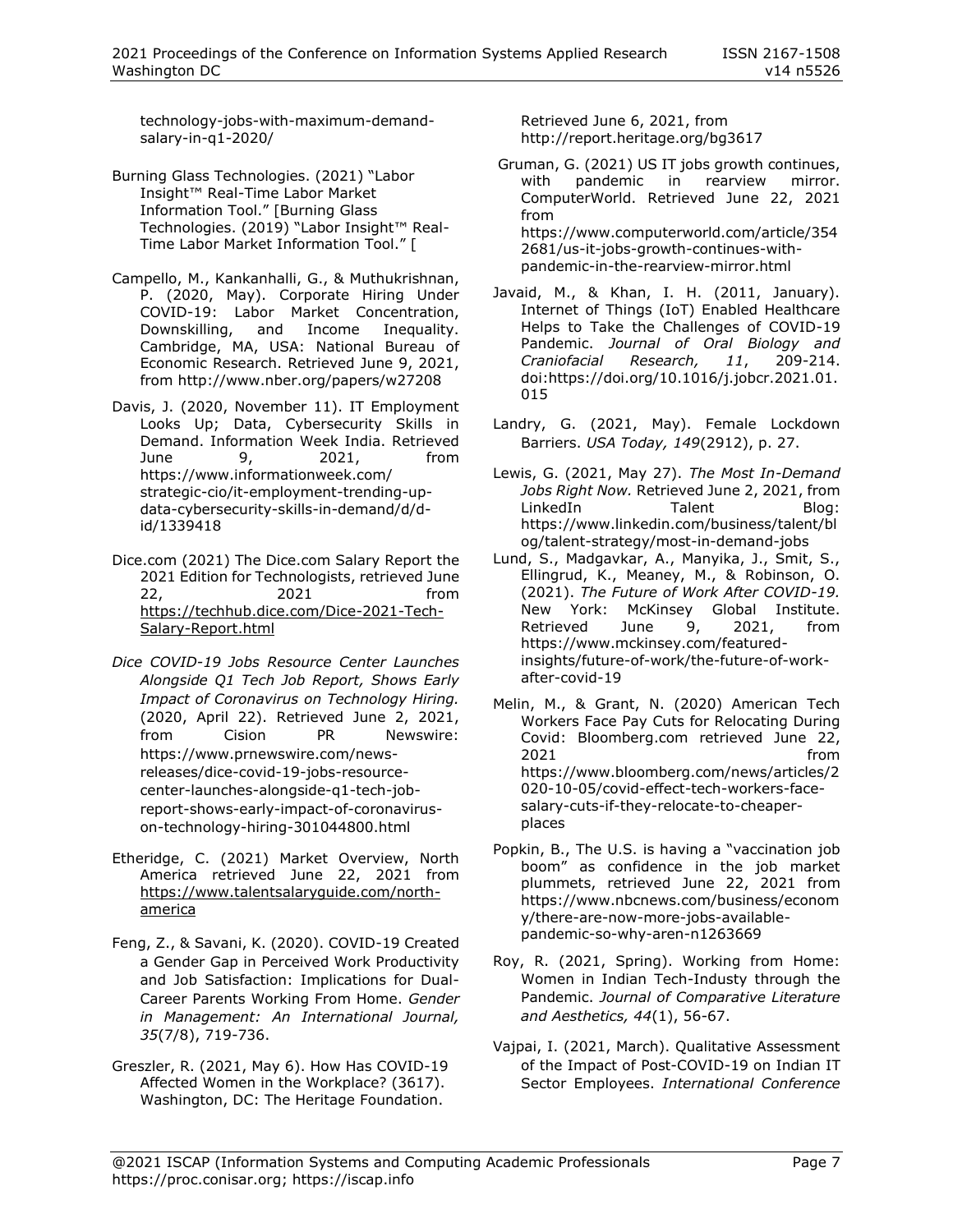technology-jobs-with-maximum-demand-salary-in-q1-2020/

Burning Glass Technologies. (2021) "Labor Insight™ Real-Time Labor Market Information Tool." [Burning Glass Technologies. (2019) "Labor Insight™ Real-Time Labor Market Information Tool." [

Campello, M., Kankanhalli, G., & Muthukrishnan, P. (2020, May). Corporate Hiring Under COVID-19: Labor Market Concentration, Downskilling, and Income Inequality. Cambridge, MA, USA: National Bureau of Economic Research. Retrieved June 9, 2021, from http://www.nber.org/papers/w27208

Davis, J. (2020, November 11). IT Employment Looks Up; Data, Cybersecurity Skills in Demand. Information Week India. Retrieved June 9, 2021, from https://www.informationweek.com/strategic-cio/it-employment-trending-up-data-cybersecurity-skills-in-demand/d/d-id/1339418

Dice.com (2021) The Dice.com Salary Report the 2021 Edition for Technologists, retrieved June 22, 2021 from https://techhub.dice.com/Dice-2021-Tech-Salary-Report.html

*Dice COVID-19 Jobs Resource Center Launches Alongside Q1 Tech Job Report, Shows Early Impact of Coronavirus on Technology Hiring.* (2020, April 22). Retrieved June 2, 2021, from Cision PR Newswire: https://www.prnewswire.com/news-releases/dice-covid-19-jobs-resource-center-launches-alongside-q1-tech-job-report-shows-early-impact-of-coronavirus-on-technology-hiring-301044800.html

Etheridge, C. (2021) Market Overview, North America retrieved June 22, 2021 from https://www.talentsalaryguide.com/north-america

Feng, Z., & Savani, K. (2020). COVID-19 Created a Gender Gap in Perceived Work Productivity and Job Satisfaction: Implications for Dual-Career Parents Working From Home. *Gender in Management: An International Journal, 35*(7/8), 719-736.

Greszler, R. (2021, May 6). How Has COVID-19 Affected Women in the Workplace? (3617). Washington, DC: The Heritage Foundation. Retrieved June 6, 2021, from http://report.heritage.org/bg3617

Gruman, G. (2021) US IT jobs growth continues, with pandemic in rearview mirror. ComputerWorld. Retrieved June 22, 2021 from https://www.computerworld.com/article/3542681/us-it-jobs-growth-continues-with-pandemic-in-the-rearview-mirror.html

Javaid, M., & Khan, I. H. (2011, January). Internet of Things (IoT) Enabled Healthcare Helps to Take the Challenges of COVID-19 Pandemic. *Journal of Oral Biology and Craniofacial Research, 11*, 209-214. doi:https://doi.org/10.1016/j.jobcr.2021.01.015

Landry, G. (2021, May). Female Lockdown Barriers. *USA Today, 149*(2912), p. 27.

Lewis, G. (2021, May 27). *The Most In-Demand Jobs Right Now.* Retrieved June 2, 2021, from LinkedIn Talent Blog: https://www.linkedin.com/business/talent/blog/talent-strategy/most-in-demand-jobs

Lund, S., Madgavkar, A., Manyika, J., Smit, S., Ellingrud, K., Meaney, M., & Robinson, O. (2021). *The Future of Work After COVID-19.* New York: McKinsey Global Institute. Retrieved June 9, 2021, from https://www.mckinsey.com/featured-insights/future-of-work/the-future-of-work-after-covid-19

Melin, M., & Grant, N. (2020) American Tech Workers Face Pay Cuts for Relocating During Covid: Bloomberg.com retrieved June 22, 2021 from https://www.bloomberg.com/news/articles/2020-10-05/covid-effect-tech-workers-face-salary-cuts-if-they-relocate-to-cheaper-places

Popkin, B., The U.S. is having a "vaccination job boom" as confidence in the job market plummets, retrieved June 22, 2021 from https://www.nbcnews.com/business/economy/there-are-now-more-jobs-available-pandemic-so-why-aren-n1263669

Roy, R. (2021, Spring). Working from Home: Women in Indian Tech-Industy through the Pandemic. *Journal of Comparative Literature and Aesthetics, 44*(1), 56-67.

Vajpai, I. (2021, March). Qualitative Assessment of the Impact of Post-COVID-19 on Indian IT Sector Employees. *International Conference*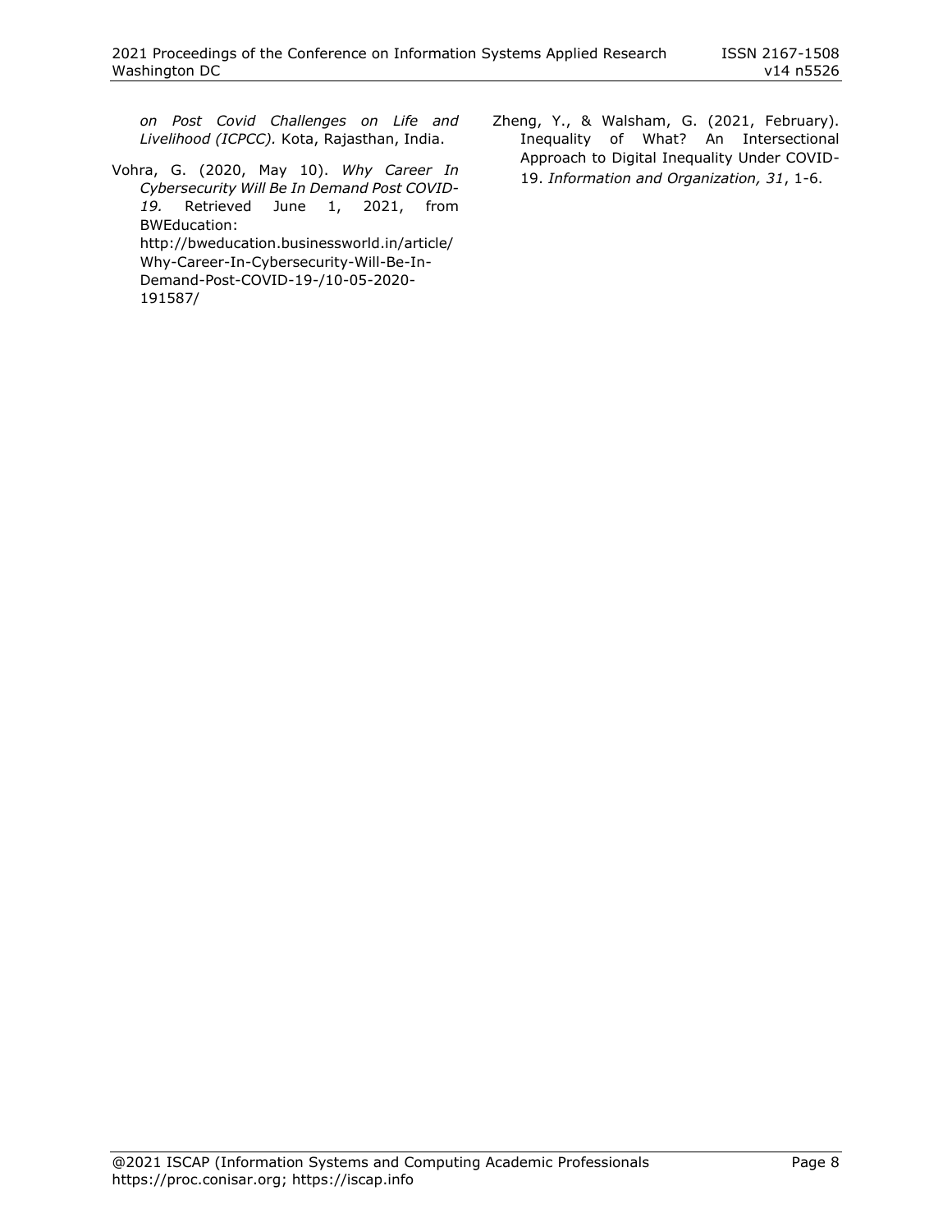*on Post Covid Challenges on Life and Livelihood (ICPCC).* Kota, Rajasthan, India.

Vohra, G. (2020, May 10). *Why Career In Cybersecurity Will Be In Demand Post COVID-19.* Retrieved June 1, 2021, from BWEducation: http://bweducation.businessworld.in/article/Why-Career-In-Cybersecurity-Will-Be-In-Demand-Post-COVID-19-/10-05-2020-191587/

Zheng, Y., & Walsham, G. (2021, February). Inequality of What? An Intersectional Approach to Digital Inequality Under COVID-19. *Information and Organization, 31*, 1-6.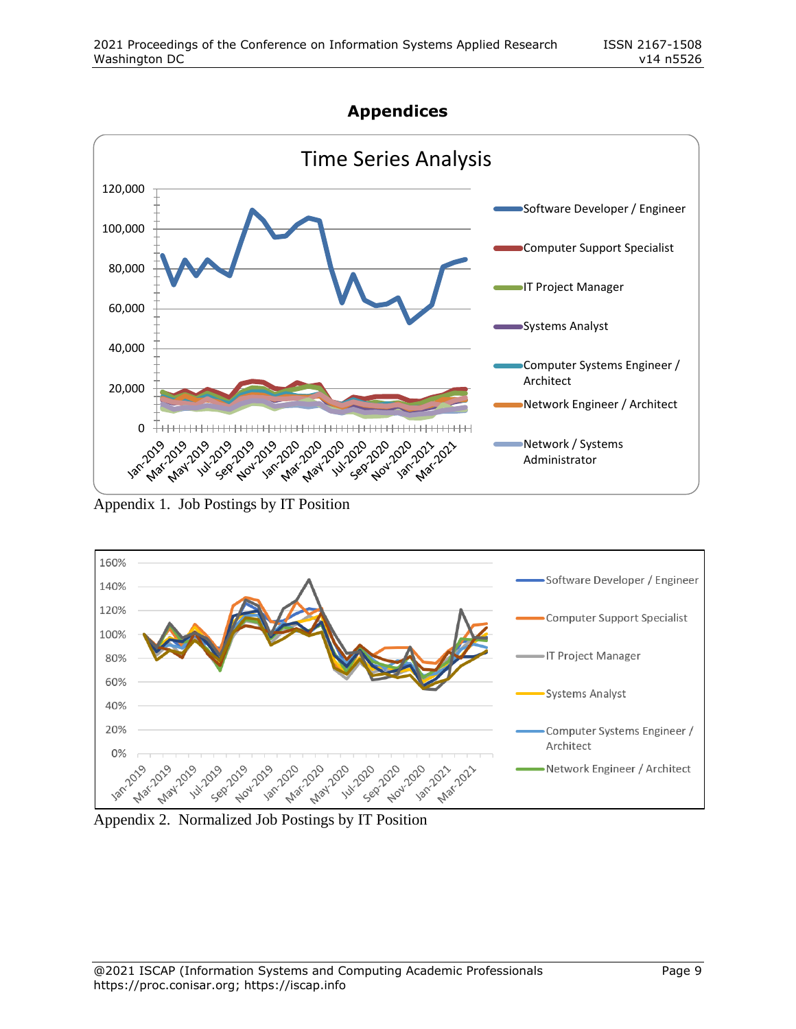# Appendices

Time Series Analysis

120,000
100,000
80,000
60,000
40,000
20,000
0

Jan-2019
Mar-2019
May-2019
Jul-2019
Sep-2019
Nov-2019
Jan-2020
Mar-2020
May-2020
Jul-2020
Sep-2020
Nov-2020
Jan-2021
Mar-2021

Software Developer / Engineer
Computer Support Specialist
IT Project Manager
Systems Analyst
Computer Systems Engineer / Architect
Network Engineer / Architect
Network / Systems Administrator

Appendix 1. Job Postings by IT Position

160%
140%
120%
100%
80%
60%
40%
20%
0%

Jan-2019
Mar-2019
May-2019
Jul-2019
Sep-2019
Nov-2019
Jan-2020
Mar-2020
May-2020
Jul-2020
Sep-2020
Nov-2020
Jan-2021
Mar-2021

Software Developer / Engineer
Computer Support Specialist
IT Project Manager
Systems Analyst
Computer Systems Engineer / Architect
Network Engineer / Architect

Appendix 2. Normalized Job Postings by IT Position